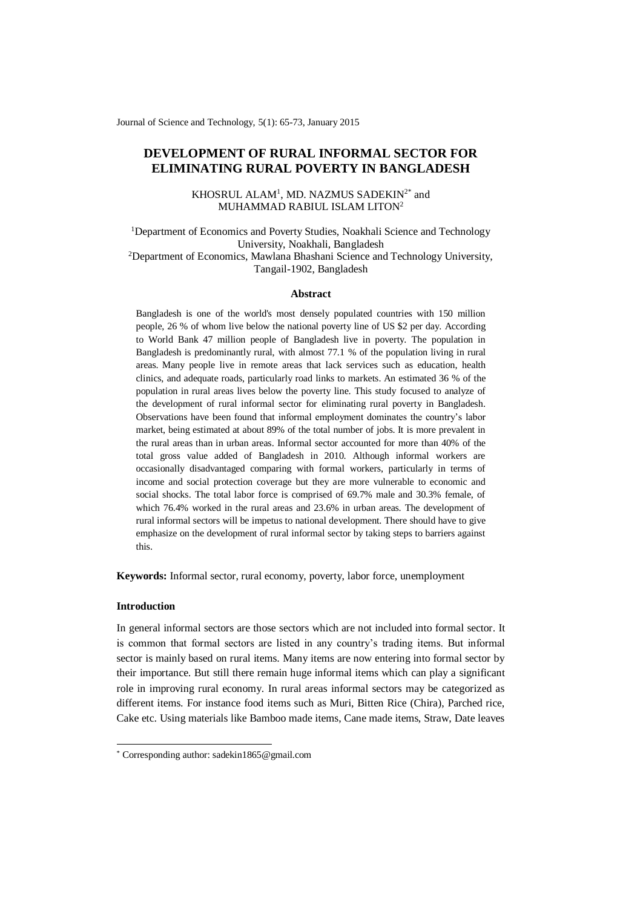# DEVELOPMENT OF RURAL INFORMAL SECTOR FOR ELIMINATING RURAL POVERTY IN BANGLADESH

KHOSRUL ALAM[1], MD. NAZMUS SADEKIN[2*] and MUHAMMAD RABIUL ISLAM LITON[2]

[1]Department of Economics and Poverty Studies, Noakhali Science and Technology University, Noakhali, Bangladesh
[2]Department of Economics, Mawlana Bhashani Science and Technology University, Tangail-1902, Bangladesh

## Abstract

Bangladesh is one of the world's most densely populated countries with 150 million people, 26 % of whom live below the national poverty line of US $2 per day. According to World Bank 47 million people of Bangladesh live in poverty. The population in Bangladesh is predominantly rural, with almost 77.1 % of the population living in rural areas. Many people live in remote areas that lack services such as education, health clinics, and adequate roads, particularly road links to markets. An estimated 36 % of the population in rural areas lives below the poverty line. This study focused to analyze of the development of rural informal sector for eliminating rural poverty in Bangladesh. Observations have been found that informal employment dominates the country's labor market, being estimated at about 89% of the total number of jobs. It is more prevalent in the rural areas than in urban areas. Informal sector accounted for more than 40% of the total gross value added of Bangladesh in 2010. Although informal workers are occasionally disadvantaged comparing with formal workers, particularly in terms of income and social protection coverage but they are more vulnerable to economic and social shocks. The total labor force is comprised of 69.7% male and 30.3% female, of which 76.4% worked in the rural areas and 23.6% in urban areas. The development of rural informal sectors will be impetus to national development. There should have to give emphasize on the development of rural informal sector by taking steps to barriers against this.

**Keywords:** Informal sector, rural economy, poverty, labor force, unemployment

## Introduction

In general informal sectors are those sectors which are not included into formal sector. It is common that formal sectors are listed in any country's trading items. But informal sector is mainly based on rural items. Many items are now entering into formal sector by their importance. But still there remain huge informal items which can play a significant role in improving rural economy. In rural areas informal sectors may be categorized as different items. For instance food items such as Muri, Bitten Rice (Chira), Parched rice, Cake etc. Using materials like Bamboo made items, Cane made items, Straw, Date leaves

[*] Corresponding author: sadekin1865@gmail.com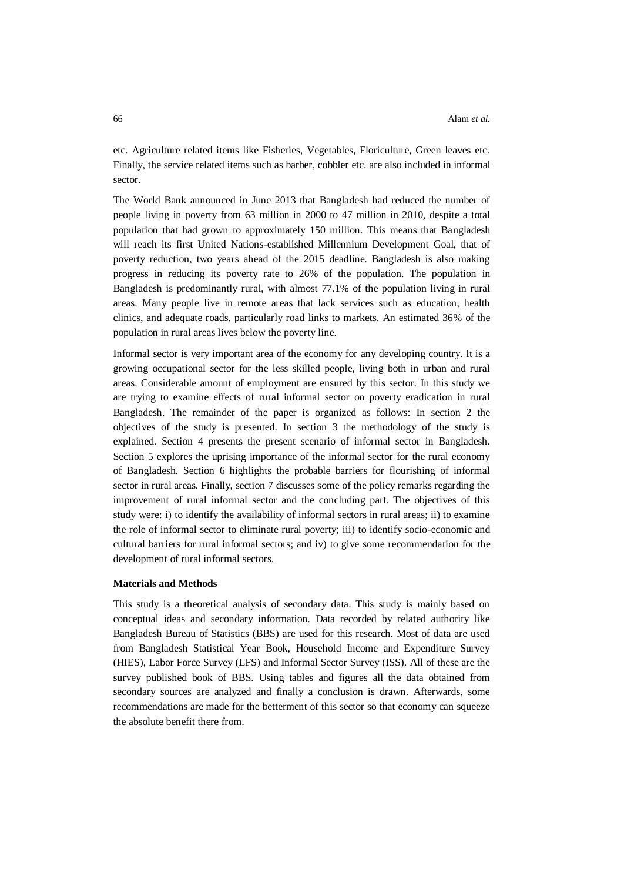etc. Agriculture related items like Fisheries, Vegetables, Floriculture, Green leaves etc. Finally, the service related items such as barber, cobbler etc. are also included in informal sector.

The World Bank announced in June 2013 that Bangladesh had reduced the number of people living in poverty from 63 million in 2000 to 47 million in 2010, despite a total population that had grown to approximately 150 million. This means that Bangladesh will reach its first United Nations-established Millennium Development Goal, that of poverty reduction, two years ahead of the 2015 deadline. Bangladesh is also making progress in reducing its poverty rate to 26% of the population. The population in Bangladesh is predominantly rural, with almost 77.1% of the population living in rural areas. Many people live in remote areas that lack services such as education, health clinics, and adequate roads, particularly road links to markets. An estimated 36% of the population in rural areas lives below the poverty line.

Informal sector is very important area of the economy for any developing country. It is a growing occupational sector for the less skilled people, living both in urban and rural areas. Considerable amount of employment are ensured by this sector. In this study we are trying to examine effects of rural informal sector on poverty eradication in rural Bangladesh. The remainder of the paper is organized as follows: In section 2 the objectives of the study is presented. In section 3 the methodology of the study is explained. Section 4 presents the present scenario of informal sector in Bangladesh. Section 5 explores the uprising importance of the informal sector for the rural economy of Bangladesh. Section 6 highlights the probable barriers for flourishing of informal sector in rural areas. Finally, section 7 discusses some of the policy remarks regarding the improvement of rural informal sector and the concluding part. The objectives of this study were: i) to identify the availability of informal sectors in rural areas; ii) to examine the role of informal sector to eliminate rural poverty; iii) to identify socio-economic and cultural barriers for rural informal sectors; and iv) to give some recommendation for the development of rural informal sectors.

## Materials and Methods

This study is a theoretical analysis of secondary data. This study is mainly based on conceptual ideas and secondary information. Data recorded by related authority like Bangladesh Bureau of Statistics (BBS) are used for this research. Most of data are used from Bangladesh Statistical Year Book, Household Income and Expenditure Survey (HIES), Labor Force Survey (LFS) and Informal Sector Survey (ISS). All of these are the survey published book of BBS. Using tables and figures all the data obtained from secondary sources are analyzed and finally a conclusion is drawn. Afterwards, some recommendations are made for the betterment of this sector so that economy can squeeze the absolute benefit there from.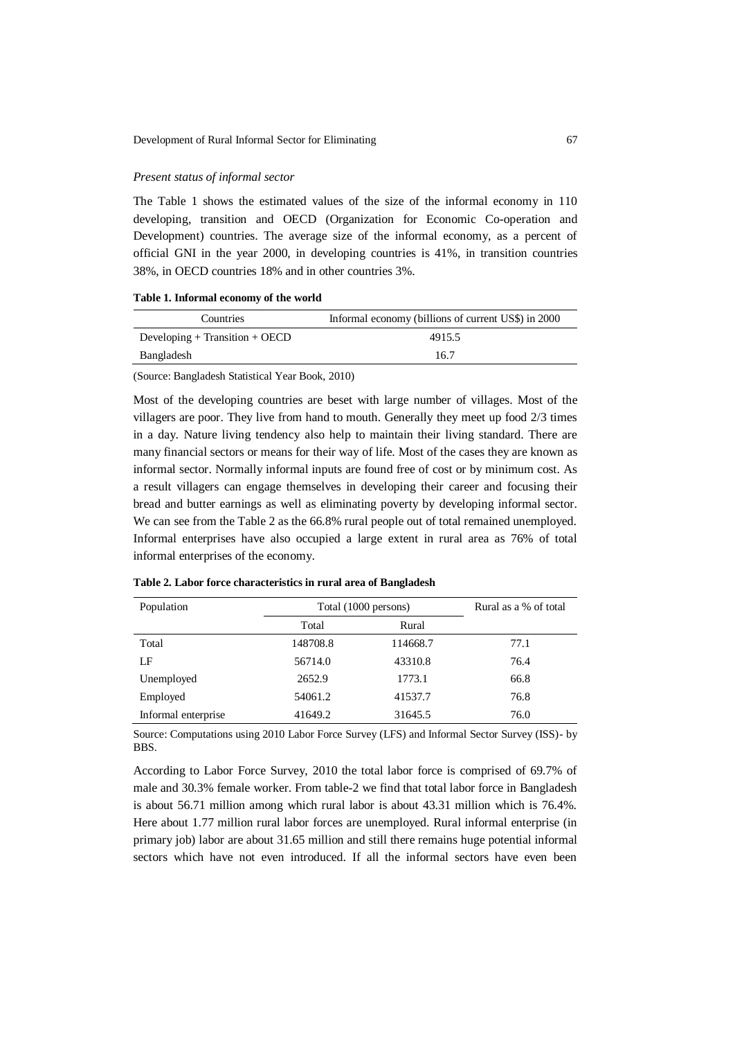*Present status of informal sector*

The Table 1 shows the estimated values of the size of the informal economy in 110 developing, transition and OECD (Organization for Economic Co-operation and Development) countries. The average size of the informal economy, as a percent of official GNI in the year 2000, in developing countries is 41%, in transition countries 38%, in OECD countries 18% and in other countries 3%.

**Table 1. Informal economy of the world**

| Countries | Informal economy (billions of current US$) in 2000 |
|---|---|
| Developing + Transition + OECD | 4915.5 |
| Bangladesh | 16.7 |

(Source: Bangladesh Statistical Year Book, 2010)

Most of the developing countries are beset with large number of villages. Most of the villagers are poor. They live from hand to mouth. Generally they meet up food 2/3 times in a day. Nature living tendency also help to maintain their living standard. There are many financial sectors or means for their way of life. Most of the cases they are known as informal sector. Normally informal inputs are found free of cost or by minimum cost. As a result villagers can engage themselves in developing their career and focusing their bread and butter earnings as well as eliminating poverty by developing informal sector. We can see from the Table 2 as the 66.8% rural people out of total remained unemployed. Informal enterprises have also occupied a large extent in rural area as 76% of total informal enterprises of the economy.

**Table 2. Labor force characteristics in rural area of Bangladesh**

| Population | Total (1000 persons) | | Rural as a % of total |
|---|---|---|---|
| | Total | Rural | |
| Total | 148708.8 | 114668.7 | 77.1 |
| LF | 56714.0 | 43310.8 | 76.4 |
| Unemployed | 2652.9 | 1773.1 | 66.8 |
| Employed | 54061.2 | 41537.7 | 76.8 |
| Informal enterprise | 41649.2 | 31645.5 | 76.0 |

Source: Computations using 2010 Labor Force Survey (LFS) and Informal Sector Survey (ISS)- by BBS.

According to Labor Force Survey, 2010 the total labor force is comprised of 69.7% of male and 30.3% female worker. From table-2 we find that total labor force in Bangladesh is about 56.71 million among which rural labor is about 43.31 million which is 76.4%. Here about 1.77 million rural labor forces are unemployed. Rural informal enterprise (in primary job) labor are about 31.65 million and still there remains huge potential informal sectors which have not even introduced. If all the informal sectors have even been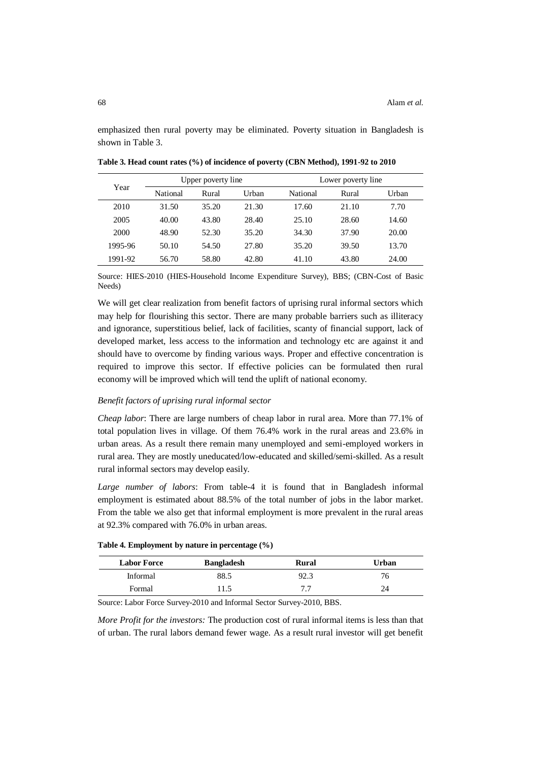emphasized then rural poverty may be eliminated. Poverty situation in Bangladesh is shown in Table 3.

**Table 3. Head count rates (%) of incidence of poverty (CBN Method), 1991-92 to 2010**

| Year | Upper poverty line | | | Lower poverty line | | |
|---|---|---|---|---|---|---|
| | National | Rural | Urban | National | Rural | Urban |
| 2010 | 31.50 | 35.20 | 21.30 | 17.60 | 21.10 | 7.70 |
| 2005 | 40.00 | 43.80 | 28.40 | 25.10 | 28.60 | 14.60 |
| 2000 | 48.90 | 52.30 | 35.20 | 34.30 | 37.90 | 20.00 |
| 1995-96 | 50.10 | 54.50 | 27.80 | 35.20 | 39.50 | 13.70 |
| 1991-92 | 56.70 | 58.80 | 42.80 | 41.10 | 43.80 | 24.00 |

Source: HIES-2010 (HIES-Household Income Expenditure Survey), BBS; (CBN-Cost of Basic Needs)

We will get clear realization from benefit factors of uprising rural informal sectors which may help for flourishing this sector. There are many probable barriers such as illiteracy and ignorance, superstitious belief, lack of facilities, scanty of financial support, lack of developed market, less access to the information and technology etc are against it and should have to overcome by finding various ways. Proper and effective concentration is required to improve this sector. If effective policies can be formulated then rural economy will be improved which will tend the uplift of national economy.

*Benefit factors of uprising rural informal sector*

*Cheap labor*: There are large numbers of cheap labor in rural area. More than 77.1% of total population lives in village. Of them 76.4% work in the rural areas and 23.6% in urban areas. As a result there remain many unemployed and semi-employed workers in rural area. They are mostly uneducated/low-educated and skilled/semi-skilled. As a result rural informal sectors may develop easily.

*Large number of labors*: From table-4 it is found that in Bangladesh informal employment is estimated about 88.5% of the total number of jobs in the labor market. From the table we also get that informal employment is more prevalent in the rural areas at 92.3% compared with 76.0% in urban areas.

**Table 4. Employment by nature in percentage (%)**

| Labor Force | Bangladesh | Rural | Urban |
|---|---|---|---|
| Informal | 88.5 | 92.3 | 76 |
| Formal | 11.5 | 7.7 | 24 |

Source: Labor Force Survey-2010 and Informal Sector Survey-2010, BBS.

*More Profit for the investors:* The production cost of rural informal items is less than that of urban. The rural labors demand fewer wage. As a result rural investor will get benefit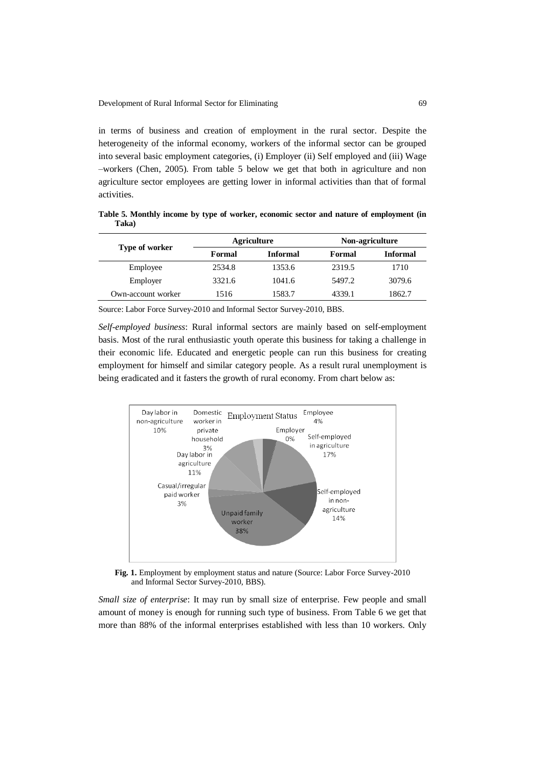in terms of business and creation of employment in the rural sector. Despite the heterogeneity of the informal economy, workers of the informal sector can be grouped into several basic employment categories, (i) Employer (ii) Self employed and (iii) Wage –workers (Chen, 2005). From table 5 below we get that both in agriculture and non agriculture sector employees are getting lower in informal activities than that of formal activities.

**Table 5. Monthly income by type of worker, economic sector and nature of employment (in Taka)**

| Type of worker | Agriculture | | Non-agriculture | |
|---|---|---|---|---|
| | **Formal** | **Informal** | **Formal** | **Informal** |
| Employee | 2534.8 | 1353.6 | 2319.5 | 1710 |
| Employer | 3321.6 | 1041.6 | 5497.2 | 3079.6 |
| Own-account worker | 1516 | 1583.7 | 4339.1 | 1862.7 |

Source: Labor Force Survey-2010 and Informal Sector Survey-2010, BBS.

*Self-employed business*: Rural informal sectors are mainly based on self-employment basis. Most of the rural enthusiastic youth operate this business for taking a challenge in their economic life. Educated and energetic people can run this business for creating employment for himself and similar category people. As a result rural unemployment is being eradicated and it fasters the growth of rural economy. From chart below as:

**Fig. 1.** Employment by employment status and nature (Source: Labor Force Survey-2010 and Informal Sector Survey-2010, BBS).

*Small size of enterprise*: It may run by small size of enterprise. Few people and small amount of money is enough for running such type of business. From Table 6 we get that more than 88% of the informal enterprises established with less than 10 workers. Only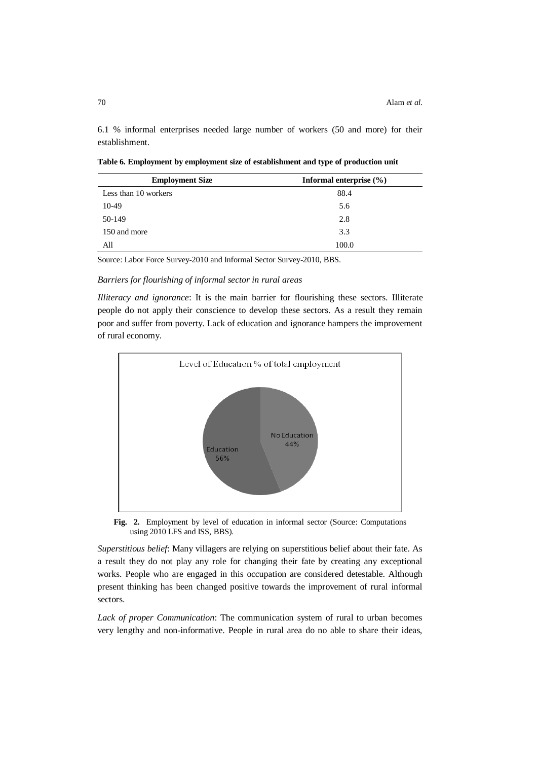6.1 % informal enterprises needed large number of workers (50 and more) for their establishment.

**Table 6. Employment by employment size of establishment and type of production unit**

| Employment Size | Informal enterprise (%) |
|---|---|
| Less than 10 workers | 88.4 |
| 10-49 | 5.6 |
| 50-149 | 2.8 |
| 150 and more | 3.3 |
| All | 100.0 |

Source: Labor Force Survey-2010 and Informal Sector Survey-2010, BBS.

*Barriers for flourishing of informal sector in rural areas*

*Illiteracy and ignorance*: It is the main barrier for flourishing these sectors. Illiterate people do not apply their conscience to develop these sectors. As a result they remain poor and suffer from poverty. Lack of education and ignorance hampers the improvement of rural economy.

Level of Education % of total employment

No Education 44%

Education 56%

**Fig. 2.** Employment by level of education in informal sector (Source: Computations using 2010 LFS and ISS, BBS).

*Superstitious belief*: Many villagers are relying on superstitious belief about their fate. As a result they do not play any role for changing their fate by creating any exceptional works. People who are engaged in this occupation are considered detestable. Although present thinking has been changed positive towards the improvement of rural informal sectors.

*Lack of proper Communication*: The communication system of rural to urban becomes very lengthy and non-informative. People in rural area do no able to share their ideas,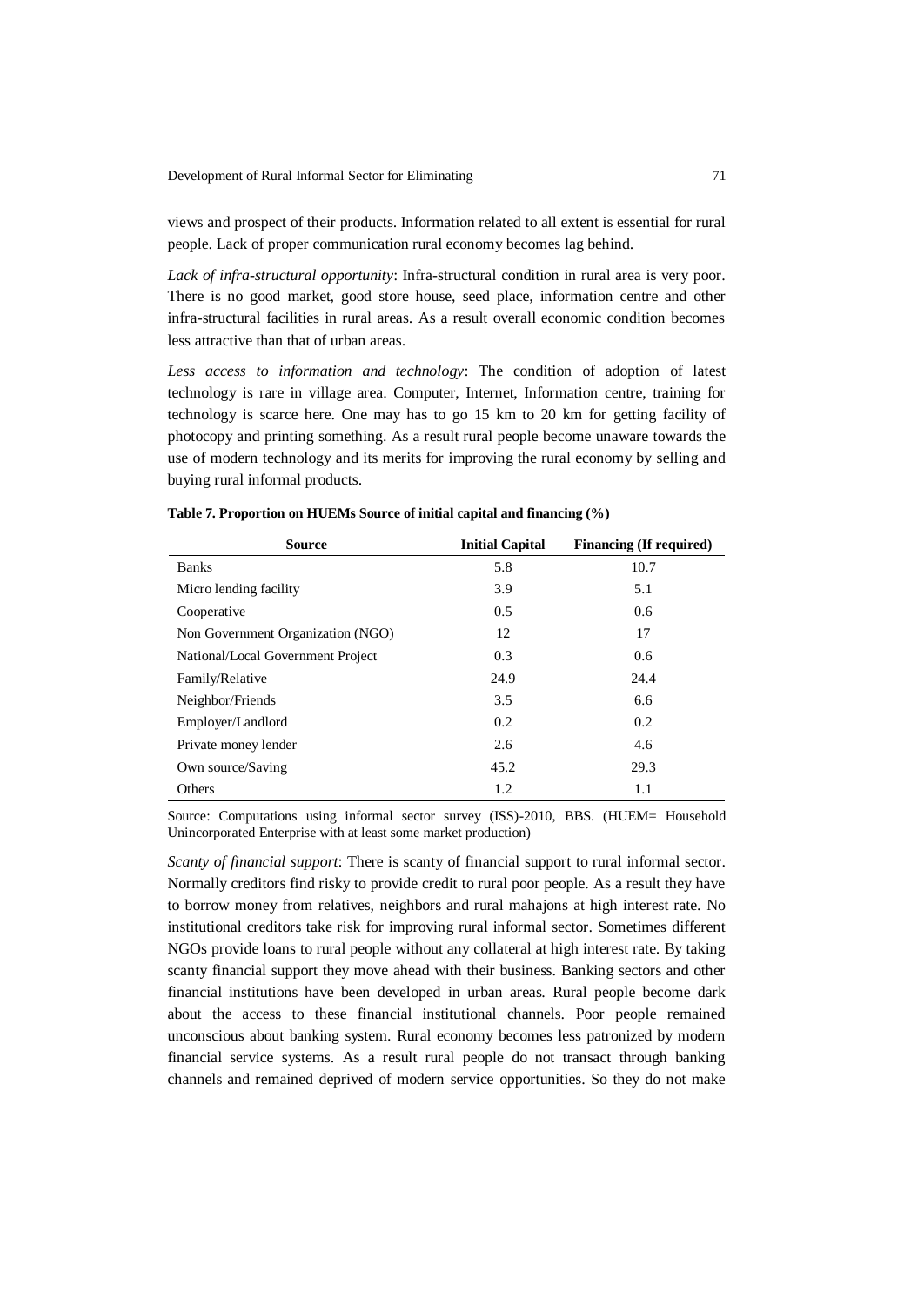views and prospect of their products. Information related to all extent is essential for rural people. Lack of proper communication rural economy becomes lag behind.

*Lack of infra-structural opportunity*: Infra-structural condition in rural area is very poor. There is no good market, good store house, seed place, information centre and other infra-structural facilities in rural areas. As a result overall economic condition becomes less attractive than that of urban areas.

*Less access to information and technology*: The condition of adoption of latest technology is rare in village area. Computer, Internet, Information centre, training for technology is scarce here. One may has to go 15 km to 20 km for getting facility of photocopy and printing something. As a result rural people become unaware towards the use of modern technology and its merits for improving the rural economy by selling and buying rural informal products.

**Table 7. Proportion on HUEMs Source of initial capital and financing (%)**

| Source | Initial Capital | Financing (If required) |
|---|---|---|
| Banks | 5.8 | 10.7 |
| Micro lending facility | 3.9 | 5.1 |
| Cooperative | 0.5 | 0.6 |
| Non Government Organization (NGO) | 12 | 17 |
| National/Local Government Project | 0.3 | 0.6 |
| Family/Relative | 24.9 | 24.4 |
| Neighbor/Friends | 3.5 | 6.6 |
| Employer/Landlord | 0.2 | 0.2 |
| Private money lender | 2.6 | 4.6 |
| Own source/Saving | 45.2 | 29.3 |
| Others | 1.2 | 1.1 |

Source: Computations using informal sector survey (ISS)-2010, BBS. (HUEM= Household Unincorporated Enterprise with at least some market production)

*Scanty of financial support*: There is scanty of financial support to rural informal sector. Normally creditors find risky to provide credit to rural poor people. As a result they have to borrow money from relatives, neighbors and rural mahajons at high interest rate. No institutional creditors take risk for improving rural informal sector. Sometimes different NGOs provide loans to rural people without any collateral at high interest rate. By taking scanty financial support they move ahead with their business. Banking sectors and other financial institutions have been developed in urban areas. Rural people become dark about the access to these financial institutional channels. Poor people remained unconscious about banking system. Rural economy becomes less patronized by modern financial service systems. As a result rural people do not transact through banking channels and remained deprived of modern service opportunities. So they do not make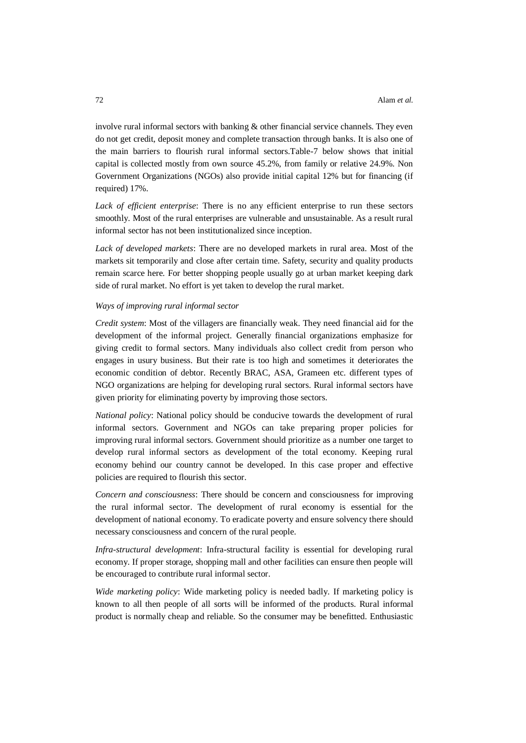involve rural informal sectors with banking & other financial service channels. They even do not get credit, deposit money and complete transaction through banks. It is also one of the main barriers to flourish rural informal sectors.Table-7 below shows that initial capital is collected mostly from own source 45.2%, from family or relative 24.9%. Non Government Organizations (NGOs) also provide initial capital 12% but for financing (if required) 17%.

*Lack of efficient enterprise*: There is no any efficient enterprise to run these sectors smoothly. Most of the rural enterprises are vulnerable and unsustainable. As a result rural informal sector has not been institutionalized since inception.

*Lack of developed markets*: There are no developed markets in rural area. Most of the markets sit temporarily and close after certain time. Safety, security and quality products remain scarce here. For better shopping people usually go at urban market keeping dark side of rural market. No effort is yet taken to develop the rural market.

*Ways of improving rural informal sector*

*Credit system*: Most of the villagers are financially weak. They need financial aid for the development of the informal project. Generally financial organizations emphasize for giving credit to formal sectors. Many individuals also collect credit from person who engages in usury business. But their rate is too high and sometimes it deteriorates the economic condition of debtor. Recently BRAC, ASA, Grameen etc. different types of NGO organizations are helping for developing rural sectors. Rural informal sectors have given priority for eliminating poverty by improving those sectors.

*National policy*: National policy should be conducive towards the development of rural informal sectors. Government and NGOs can take preparing proper policies for improving rural informal sectors. Government should prioritize as a number one target to develop rural informal sectors as development of the total economy. Keeping rural economy behind our country cannot be developed. In this case proper and effective policies are required to flourish this sector.

*Concern and consciousness*: There should be concern and consciousness for improving the rural informal sector. The development of rural economy is essential for the development of national economy. To eradicate poverty and ensure solvency there should necessary consciousness and concern of the rural people.

*Infra-structural development*: Infra-structural facility is essential for developing rural economy. If proper storage, shopping mall and other facilities can ensure then people will be encouraged to contribute rural informal sector.

*Wide marketing policy*: Wide marketing policy is needed badly. If marketing policy is known to all then people of all sorts will be informed of the products. Rural informal product is normally cheap and reliable. So the consumer may be benefitted. Enthusiastic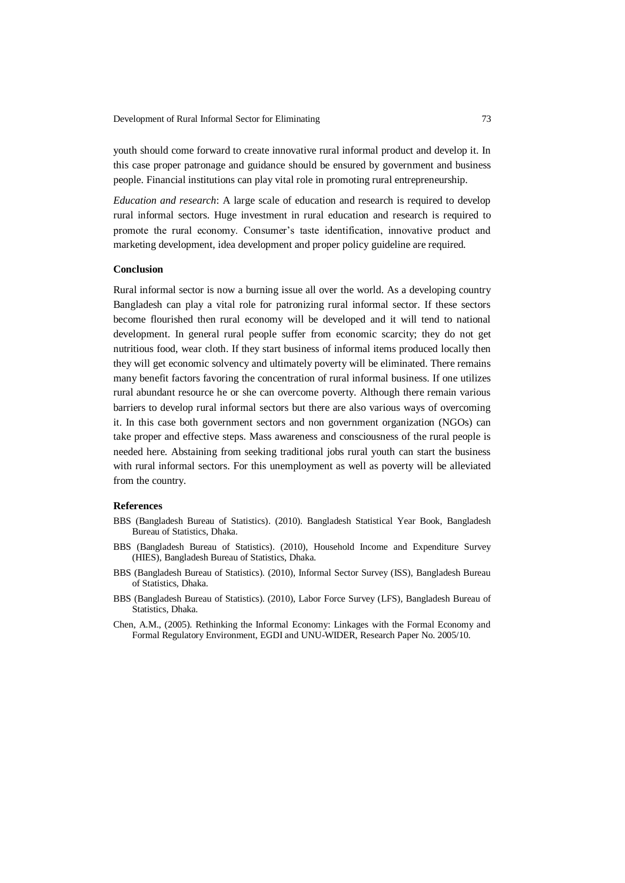youth should come forward to create innovative rural informal product and develop it. In this case proper patronage and guidance should be ensured by government and business people. Financial institutions can play vital role in promoting rural entrepreneurship.

*Education and research*: A large scale of education and research is required to develop rural informal sectors. Huge investment in rural education and research is required to promote the rural economy. Consumer's taste identification, innovative product and marketing development, idea development and proper policy guideline are required.

## Conclusion

Rural informal sector is now a burning issue all over the world. As a developing country Bangladesh can play a vital role for patronizing rural informal sector. If these sectors become flourished then rural economy will be developed and it will tend to national development. In general rural people suffer from economic scarcity; they do not get nutritious food, wear cloth. If they start business of informal items produced locally then they will get economic solvency and ultimately poverty will be eliminated. There remains many benefit factors favoring the concentration of rural informal business. If one utilizes rural abundant resource he or she can overcome poverty. Although there remain various barriers to develop rural informal sectors but there are also various ways of overcoming it. In this case both government sectors and non government organization (NGOs) can take proper and effective steps. Mass awareness and consciousness of the rural people is needed here. Abstaining from seeking traditional jobs rural youth can start the business with rural informal sectors. For this unemployment as well as poverty will be alleviated from the country.

## References

BBS (Bangladesh Bureau of Statistics). (2010). Bangladesh Statistical Year Book, Bangladesh Bureau of Statistics, Dhaka.

BBS (Bangladesh Bureau of Statistics). (2010), Household Income and Expenditure Survey (HIES), Bangladesh Bureau of Statistics, Dhaka.

BBS (Bangladesh Bureau of Statistics). (2010), Informal Sector Survey (ISS), Bangladesh Bureau of Statistics, Dhaka.

BBS (Bangladesh Bureau of Statistics). (2010), Labor Force Survey (LFS), Bangladesh Bureau of Statistics, Dhaka.

Chen, A.M., (2005). Rethinking the Informal Economy: Linkages with the Formal Economy and Formal Regulatory Environment, EGDI and UNU-WIDER, Research Paper No. 2005/10.